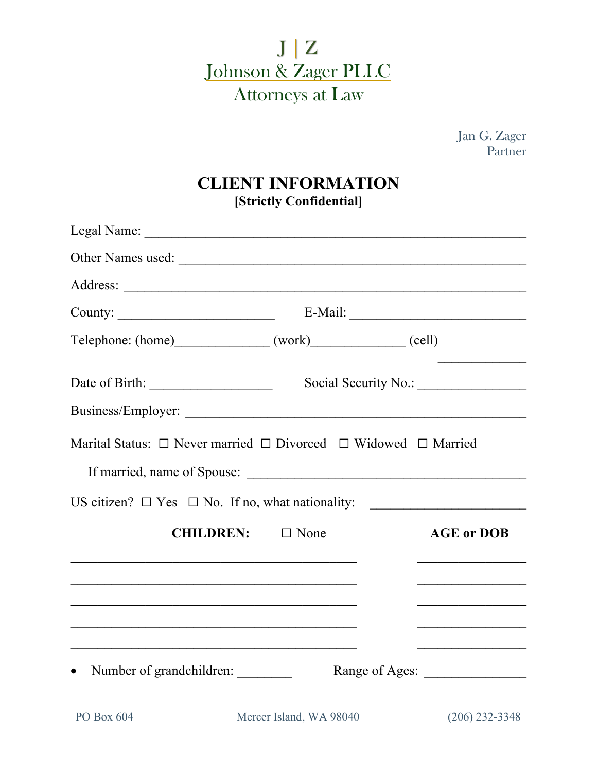J | Z

Johnson & Zager PLLC

Attorneys at Law

Jan G. Zager
Partner

# CLIENT INFORMATION

**[Strictly Confidential]**

Legal Name: ____________________________________________________________

Other Names used: ______________________________________________________

Address: _______________________________________________________________

County: ________________________ E-Mail: ___________________________

Telephone: (home)______________ (work)______________ (cell) ______________

Date of Birth: __________________ Social Security No.: ________________

Business/Employer: ____________________________________________________

Marital Status: ☐ Never married ☐ Divorced ☐ Widowed ☐ Married

If married, name of Spouse: ___________________________________________

US citizen? ☐ Yes ☐ No. If no, what nationality: _______________________

| **CHILDREN:** ☐ None | **AGE or DOB** |
|---|---|
| ____________________________________________ | ________________ |
| ____________________________________________ | ________________ |
| ____________________________________________ | ________________ |
| ____________________________________________ | ________________ |
| ____________________________________________ | ________________ |

- Number of grandchildren: ________ Range of Ages: _______________

PO Box 604 Mercer Island, WA 98040 (206) 232-3348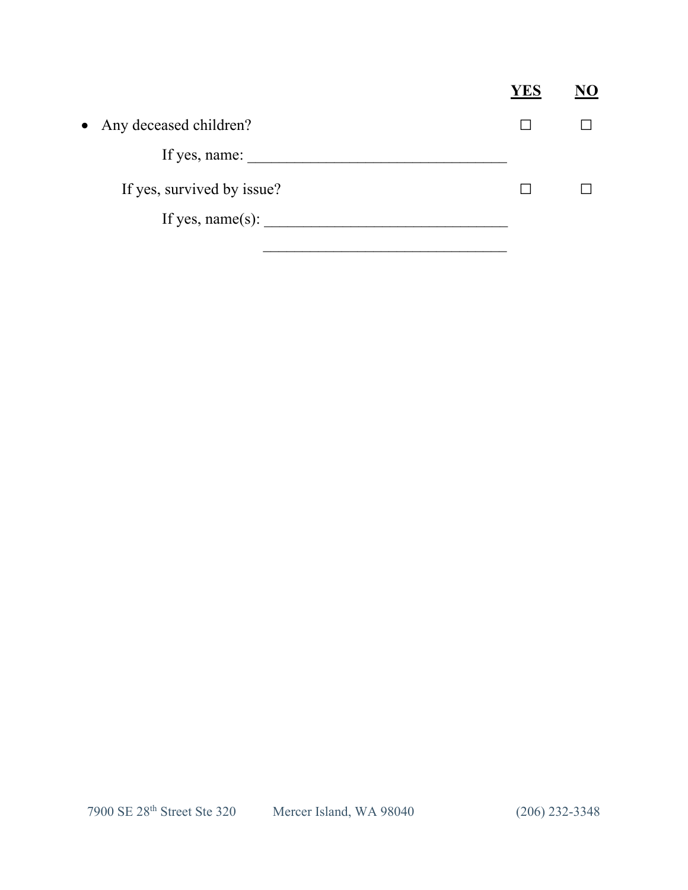| | **YES** | **NO** |
|---|---|---|
| • Any deceased children? | ☐ | ☐ |
| If yes, name: _________________________________ | | |
| If yes, survived by issue? | ☐ | ☐ |
| If yes, name(s): _______________________________ | | |
| _______________________________ | | |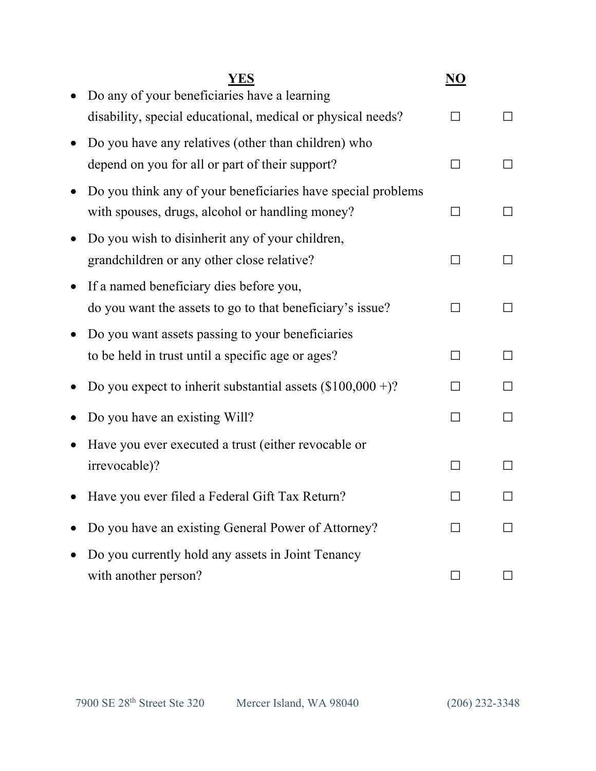| | YES | NO |
| --- | --- | --- |
| • Do any of your beneficiaries have a learning disability, special educational, medical or physical needs? | ☐ | ☐ |
| • Do you have any relatives (other than children) who depend on you for all or part of their support? | ☐ | ☐ |
| • Do you think any of your beneficiaries have special problems with spouses, drugs, alcohol or handling money? | ☐ | ☐ |
| • Do you wish to disinherit any of your children, grandchildren or any other close relative? | ☐ | ☐ |
| • If a named beneficiary dies before you, do you want the assets to go to that beneficiary's issue? | ☐ | ☐ |
| • Do you want assets passing to your beneficiaries to be held in trust until a specific age or ages? | ☐ | ☐ |
| • Do you expect to inherit substantial assets ($100,000 +)? | ☐ | ☐ |
| • Do you have an existing Will? | ☐ | ☐ |
| • Have you ever executed a trust (either revocable or irrevocable)? | ☐ | ☐ |
| • Have you ever filed a Federal Gift Tax Return? | ☐ | ☐ |
| • Do you have an existing General Power of Attorney? | ☐ | ☐ |
| • Do you currently hold any assets in Joint Tenancy with another person? | ☐ | ☐ |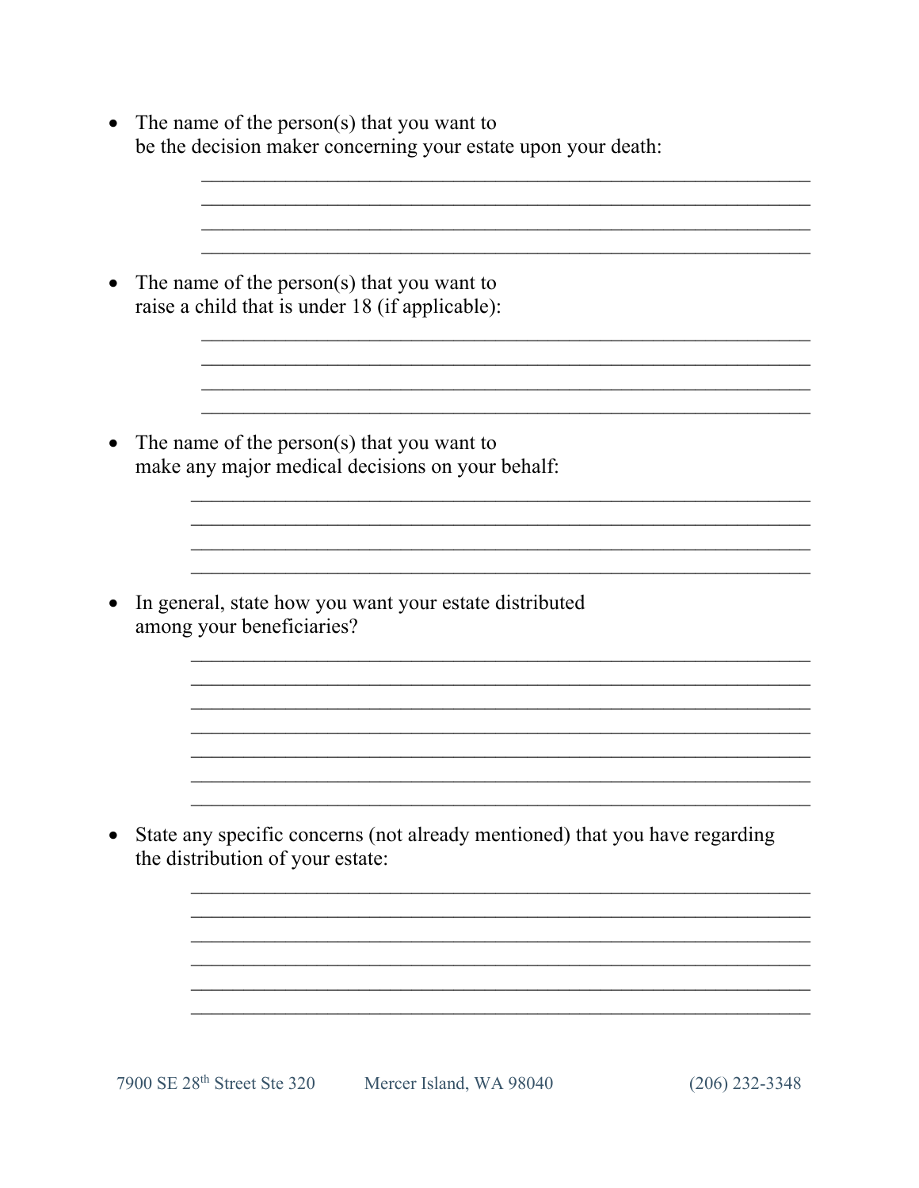- The name of the person(s) that you want to be the decision maker concerning your estate upon your death:

  ______________________________________________________________
  ______________________________________________________________
  ______________________________________________________________
  ______________________________________________________________

- The name of the person(s) that you want to raise a child that is under 18 (if applicable):

  ______________________________________________________________
  ______________________________________________________________
  ______________________________________________________________
  ______________________________________________________________

- The name of the person(s) that you want to make any major medical decisions on your behalf:

  ______________________________________________________________
  ______________________________________________________________
  ______________________________________________________________
  ______________________________________________________________

- In general, state how you want your estate distributed among your beneficiaries?

  ______________________________________________________________
  ______________________________________________________________
  ______________________________________________________________
  ______________________________________________________________
  ______________________________________________________________
  ______________________________________________________________
  ______________________________________________________________

- State any specific concerns (not already mentioned) that you have regarding the distribution of your estate:

  ______________________________________________________________
  ______________________________________________________________
  ______________________________________________________________
  ______________________________________________________________
  ______________________________________________________________
  ______________________________________________________________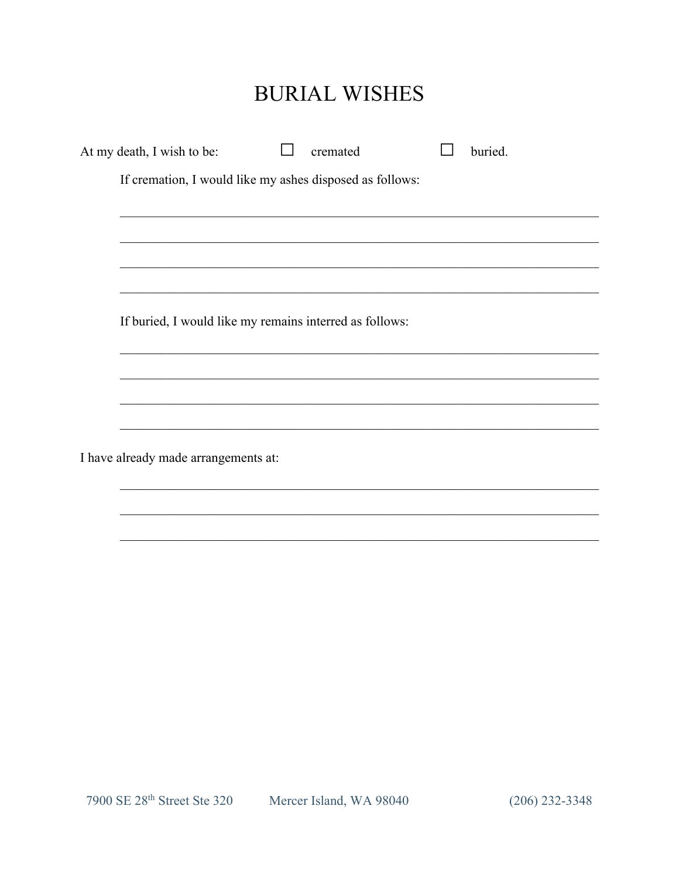# BURIAL WISHES

At my death, I wish to be: ☐ cremated ☐ buried.

If cremation, I would like my ashes disposed as follows:

\_\_\_\_\_\_\_\_\_\_\_\_\_\_\_\_\_\_\_\_\_\_\_\_\_\_\_\_\_\_\_\_\_\_\_\_\_\_\_\_\_\_\_\_\_\_\_\_\_\_\_\_\_\_\_\_\_\_\_\_

\_\_\_\_\_\_\_\_\_\_\_\_\_\_\_\_\_\_\_\_\_\_\_\_\_\_\_\_\_\_\_\_\_\_\_\_\_\_\_\_\_\_\_\_\_\_\_\_\_\_\_\_\_\_\_\_\_\_\_\_

\_\_\_\_\_\_\_\_\_\_\_\_\_\_\_\_\_\_\_\_\_\_\_\_\_\_\_\_\_\_\_\_\_\_\_\_\_\_\_\_\_\_\_\_\_\_\_\_\_\_\_\_\_\_\_\_\_\_\_\_

\_\_\_\_\_\_\_\_\_\_\_\_\_\_\_\_\_\_\_\_\_\_\_\_\_\_\_\_\_\_\_\_\_\_\_\_\_\_\_\_\_\_\_\_\_\_\_\_\_\_\_\_\_\_\_\_\_\_\_\_

If buried, I would like my remains interred as follows:

\_\_\_\_\_\_\_\_\_\_\_\_\_\_\_\_\_\_\_\_\_\_\_\_\_\_\_\_\_\_\_\_\_\_\_\_\_\_\_\_\_\_\_\_\_\_\_\_\_\_\_\_\_\_\_\_\_\_\_\_

\_\_\_\_\_\_\_\_\_\_\_\_\_\_\_\_\_\_\_\_\_\_\_\_\_\_\_\_\_\_\_\_\_\_\_\_\_\_\_\_\_\_\_\_\_\_\_\_\_\_\_\_\_\_\_\_\_\_\_\_

\_\_\_\_\_\_\_\_\_\_\_\_\_\_\_\_\_\_\_\_\_\_\_\_\_\_\_\_\_\_\_\_\_\_\_\_\_\_\_\_\_\_\_\_\_\_\_\_\_\_\_\_\_\_\_\_\_\_\_\_

\_\_\_\_\_\_\_\_\_\_\_\_\_\_\_\_\_\_\_\_\_\_\_\_\_\_\_\_\_\_\_\_\_\_\_\_\_\_\_\_\_\_\_\_\_\_\_\_\_\_\_\_\_\_\_\_\_\_\_\_

I have already made arrangements at:

\_\_\_\_\_\_\_\_\_\_\_\_\_\_\_\_\_\_\_\_\_\_\_\_\_\_\_\_\_\_\_\_\_\_\_\_\_\_\_\_\_\_\_\_\_\_\_\_\_\_\_\_\_\_\_\_\_\_\_\_

\_\_\_\_\_\_\_\_\_\_\_\_\_\_\_\_\_\_\_\_\_\_\_\_\_\_\_\_\_\_\_\_\_\_\_\_\_\_\_\_\_\_\_\_\_\_\_\_\_\_\_\_\_\_\_\_\_\_\_\_

\_\_\_\_\_\_\_\_\_\_\_\_\_\_\_\_\_\_\_\_\_\_\_\_\_\_\_\_\_\_\_\_\_\_\_\_\_\_\_\_\_\_\_\_\_\_\_\_\_\_\_\_\_\_\_\_\_\_\_\_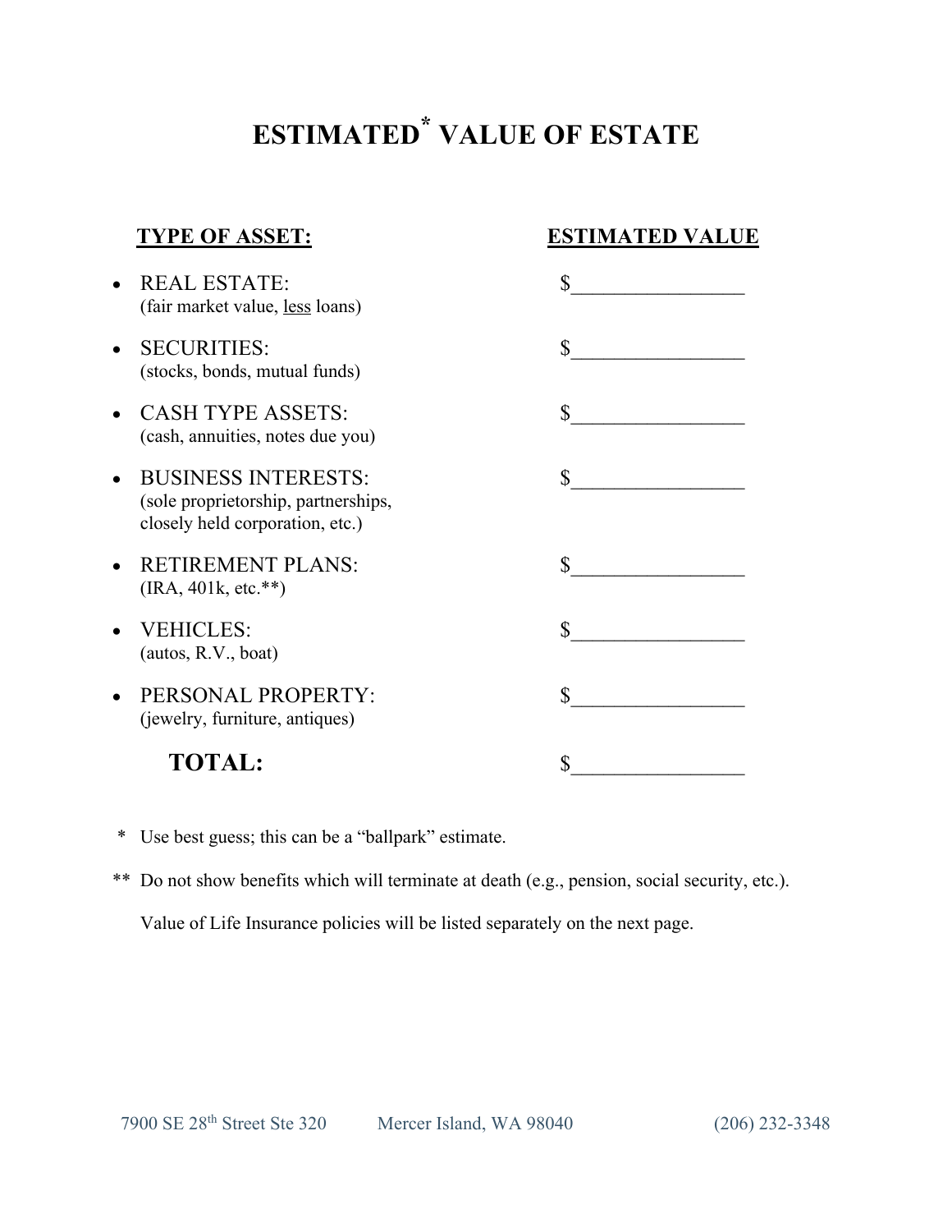# ESTIMATED* VALUE OF ESTATE

| TYPE OF ASSET: | ESTIMATED VALUE |
|---|---|
| • REAL ESTATE: (fair market value, less loans) | $_________________ |
| • SECURITIES: (stocks, bonds, mutual funds) | $_________________ |
| • CASH TYPE ASSETS: (cash, annuities, notes due you) | $_________________ |
| • BUSINESS INTERESTS: (sole proprietorship, partnerships, closely held corporation, etc.) | $_________________ |
| • RETIREMENT PLANS: (IRA, 401k, etc.**) | $_________________ |
| • VEHICLES: (autos, R.V., boat) | $_________________ |
| • PERSONAL PROPERTY: (jewelry, furniture, antiques) | $_________________ |
| **TOTAL:** | $_________________ |

\* Use best guess; this can be a "ballpark" estimate.

\** Do not show benefits which will terminate at death (e.g., pension, social security, etc.).

Value of Life Insurance policies will be listed separately on the next page.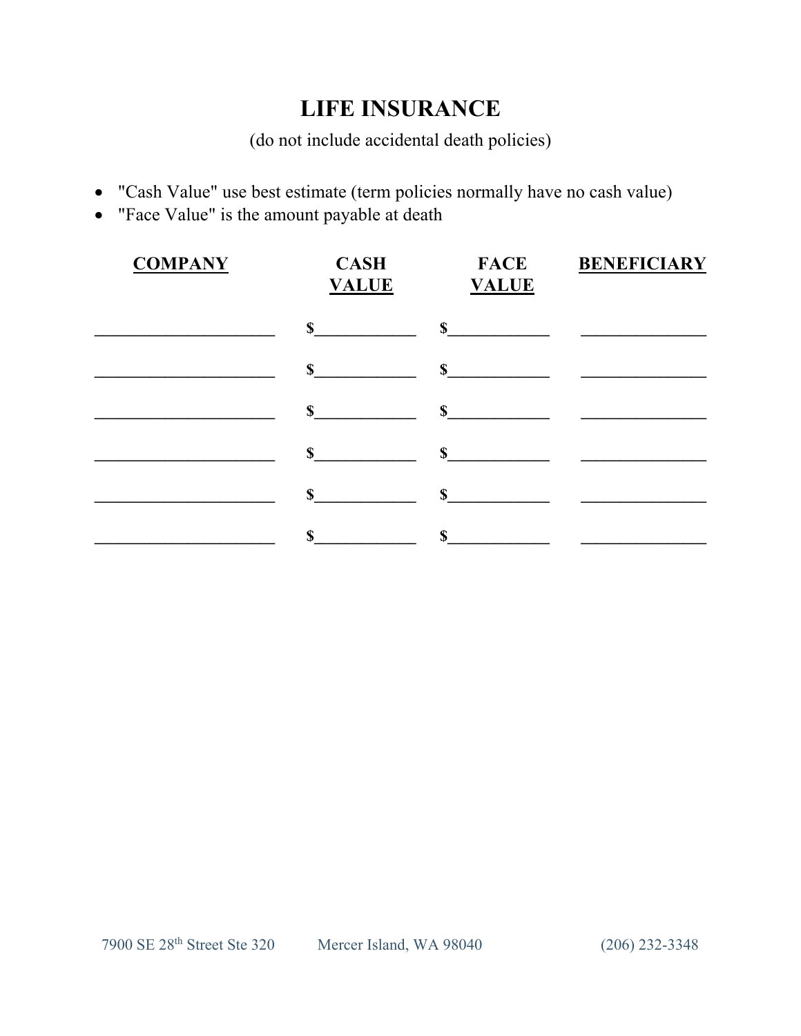# LIFE INSURANCE

(do not include accidental death policies)

- "Cash Value" use best estimate (term policies normally have no cash value)
- "Face Value" is the amount payable at death

| COMPANY | CASH VALUE | FACE VALUE | BENEFICIARY |
|---|---|---|---|
| ______________________ | $____________ | $____________ | _______________ |
| ______________________ | $____________ | $____________ | _______________ |
| ______________________ | $____________ | $____________ | _______________ |
| ______________________ | $____________ | $____________ | _______________ |
| ______________________ | $____________ | $____________ | _______________ |
| ______________________ | $____________ | $____________ | _______________ |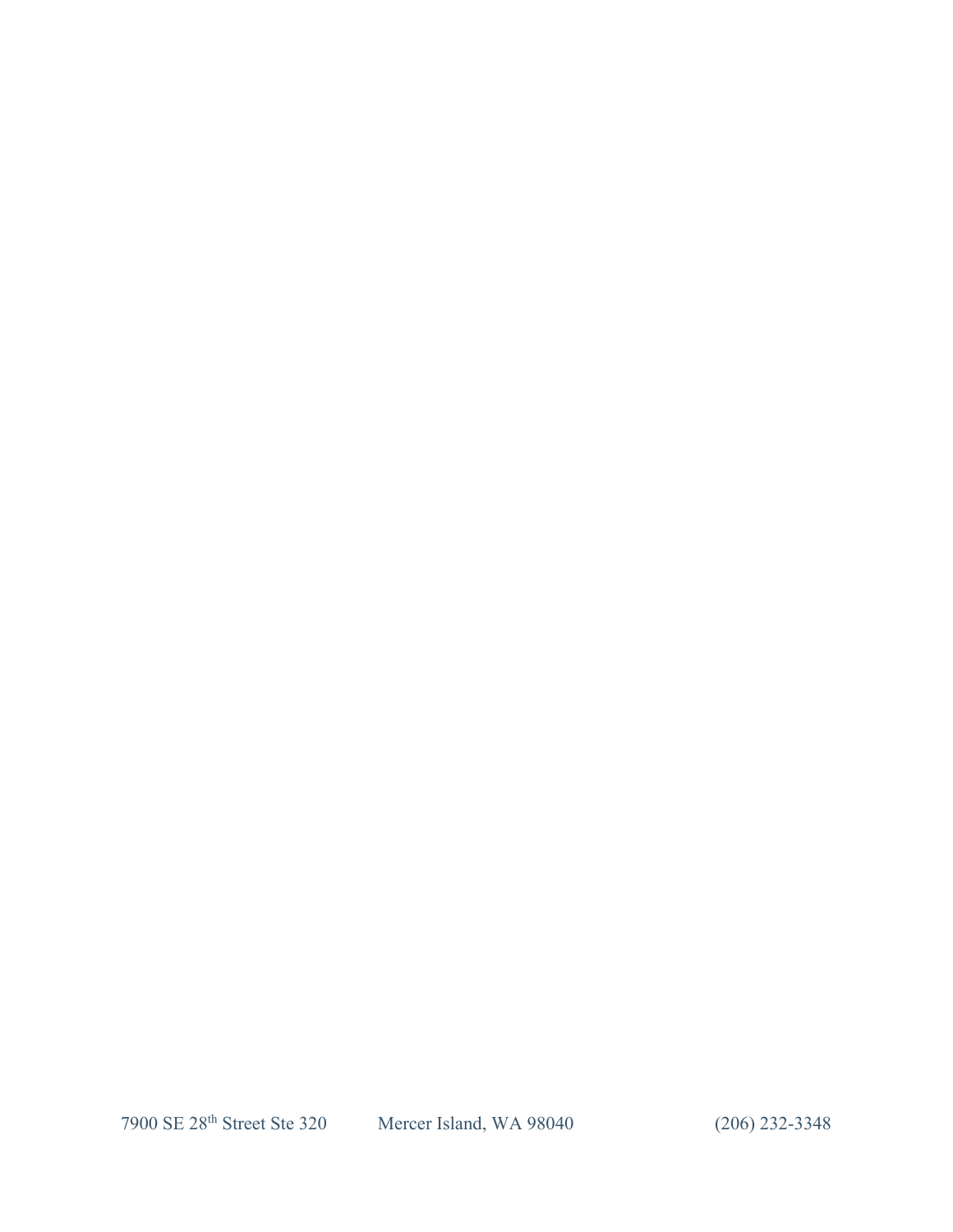7900 SE 28th Street Ste 320 Mercer Island, WA 98040 (206) 232-3348